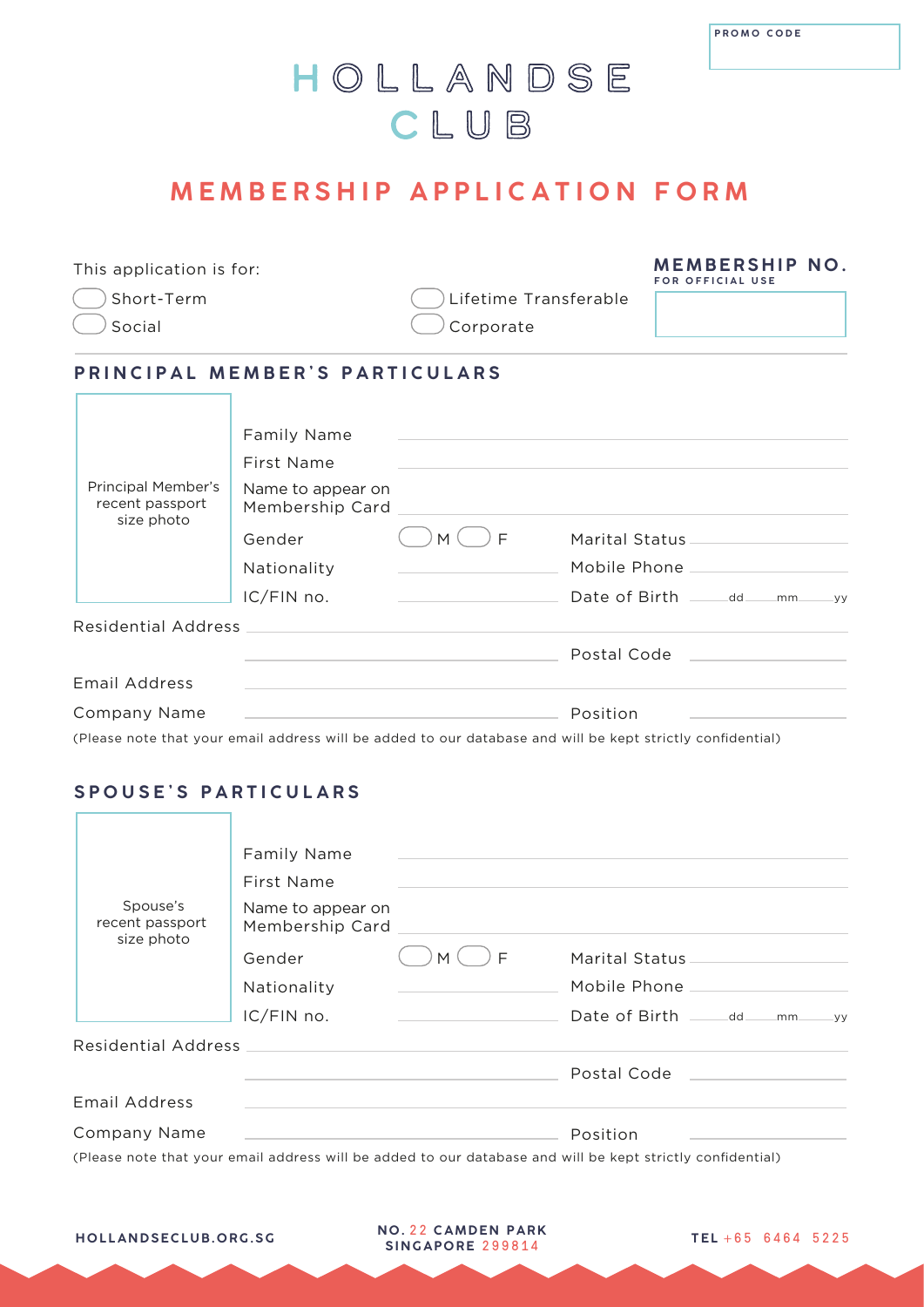PROMO CODE

# HOLLANDSE CLUB

## MEMBERSHIP APPLICATION FORM

This application is for:

- ◯ Short-Term
- ◯ Social
- ◯ Lifetime Transferable
- ◯ Corporate

**MEMBERSHIP NO.**
FOR OFFICIAL USE

### PRINCIPAL MEMBER'S PARTICULARS

Principal Member's recent passport size photo

Family Name

First Name

Name to appear on Membership Card

Gender ◯ M ◯ F

Marital Status

Nationality

Mobile Phone

IC/FIN no.

Date of Birth dd mm yy

Residential Address

Postal Code

Email Address

Company Name

Position

(Please note that your email address will be added to our database and will be kept strictly confidential)

### SPOUSE'S PARTICULARS

Spouse's recent passport size photo

Family Name

First Name

Name to appear on Membership Card

Gender ◯ M ◯ F

Marital Status

Nationality

Mobile Phone

IC/FIN no.

Date of Birth dd mm yy

Residential Address

Postal Code

Email Address

Company Name

Position

(Please note that your email address will be added to our database and will be kept strictly confidential)

HOLLANDSECLUB.ORG.SG

NO. 22 CAMDEN PARK
SINGAPORE 299814

TEL +65 6464 5225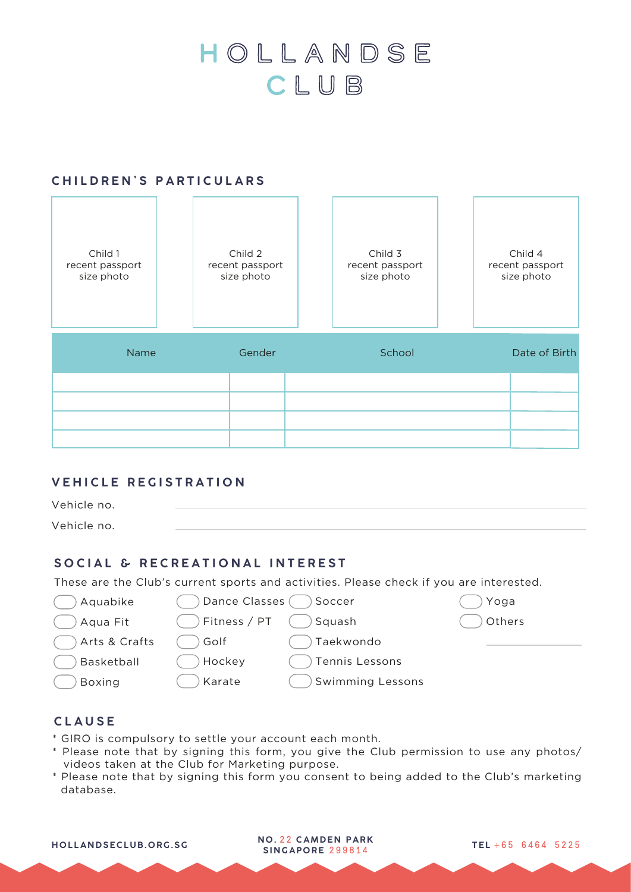# HOLLANDSE CLUB

## CHILDREN'S PARTICULARS

| Child 1 recent passport size photo | Child 2 recent passport size photo | Child 3 recent passport size photo | Child 4 recent passport size photo |
| --- | --- | --- | --- |
| | | | |

| Name | Gender | School | Date of Birth |
| --- | --- | --- | --- |
| | | | |
| | | | |
| | | | |
| | | | |

## VEHICLE REGISTRATION

Vehicle no. ______________________________

Vehicle no. ______________________________

## SOCIAL & RECREATIONAL INTEREST

These are the Club's current sports and activities. Please check if you are interested.

- ( ) Aquabike
- ( ) Aqua Fit
- ( ) Arts & Crafts
- ( ) Basketball
- ( ) Boxing
- ( ) Dance Classes
- ( ) Fitness / PT
- ( ) Golf
- ( ) Hockey
- ( ) Karate
- ( ) Soccer
- ( ) Squash
- ( ) Taekwondo
- ( ) Tennis Lessons
- ( ) Swimming Lessons
- ( ) Yoga
- ( ) Others ______________________________

## CLAUSE

* GIRO is compulsory to settle your account each month.
* Please note that by signing this form, you give the Club permission to use any photos/ videos taken at the Club for Marketing purpose.
* Please note that by signing this form you consent to being added to the Club's marketing database.

HOLLANDSECLUB.ORG.SG    NO. 22 CAMDEN PARK SINGAPORE 299814    TEL +65 6464 5225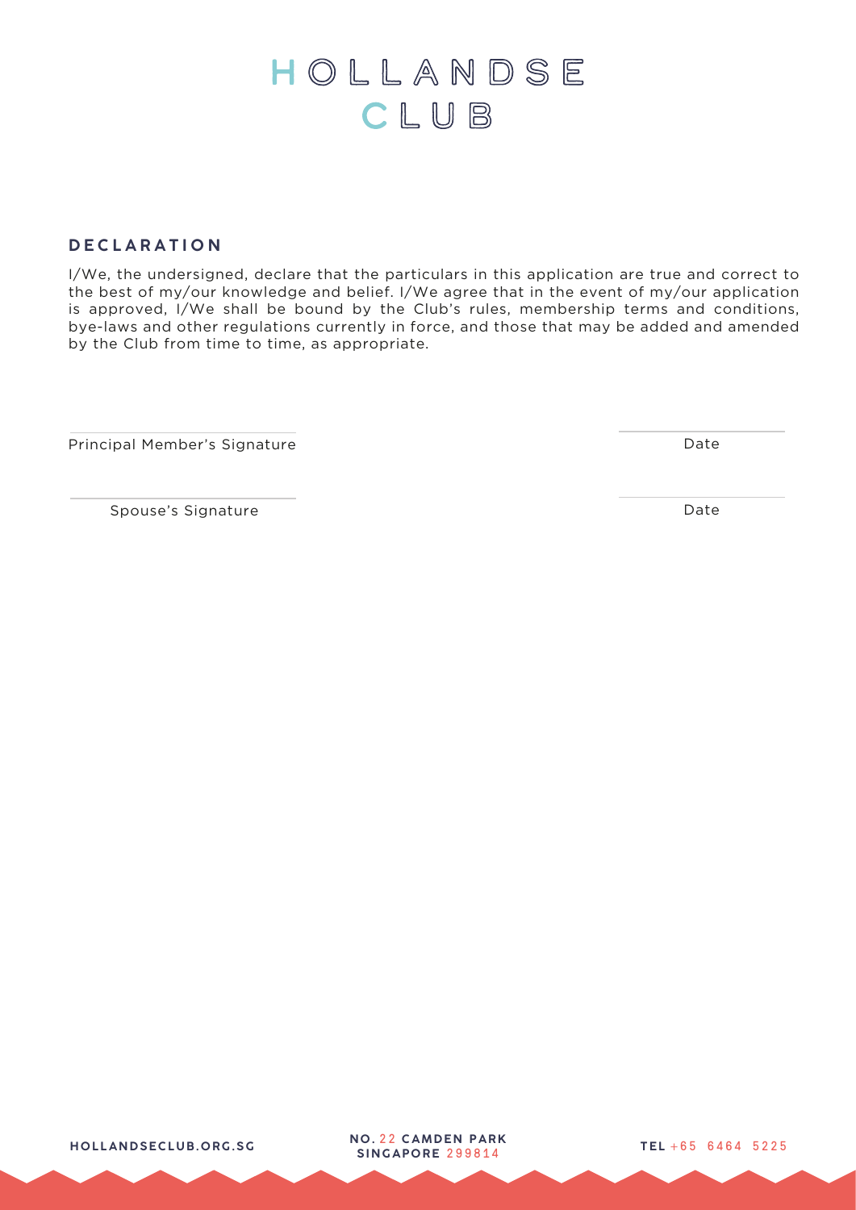# HOLLANDSE CLUB

## DECLARATION

I/We, the undersigned, declare that the particulars in this application are true and correct to the best of my/our knowledge and belief. I/We agree that in the event of my/our application is approved, I/We shall be bound by the Club's rules, membership terms and conditions, bye-laws and other regulations currently in force, and those that may be added and amended by the Club from time to time, as appropriate.

Principal Member's Signature ______________________ Date ______________

Spouse's Signature ______________________ Date ______________

HOLLANDSECLUB.ORG.SG

NO. 22 CAMDEN PARK SINGAPORE 299814

TEL +65 6464 5225